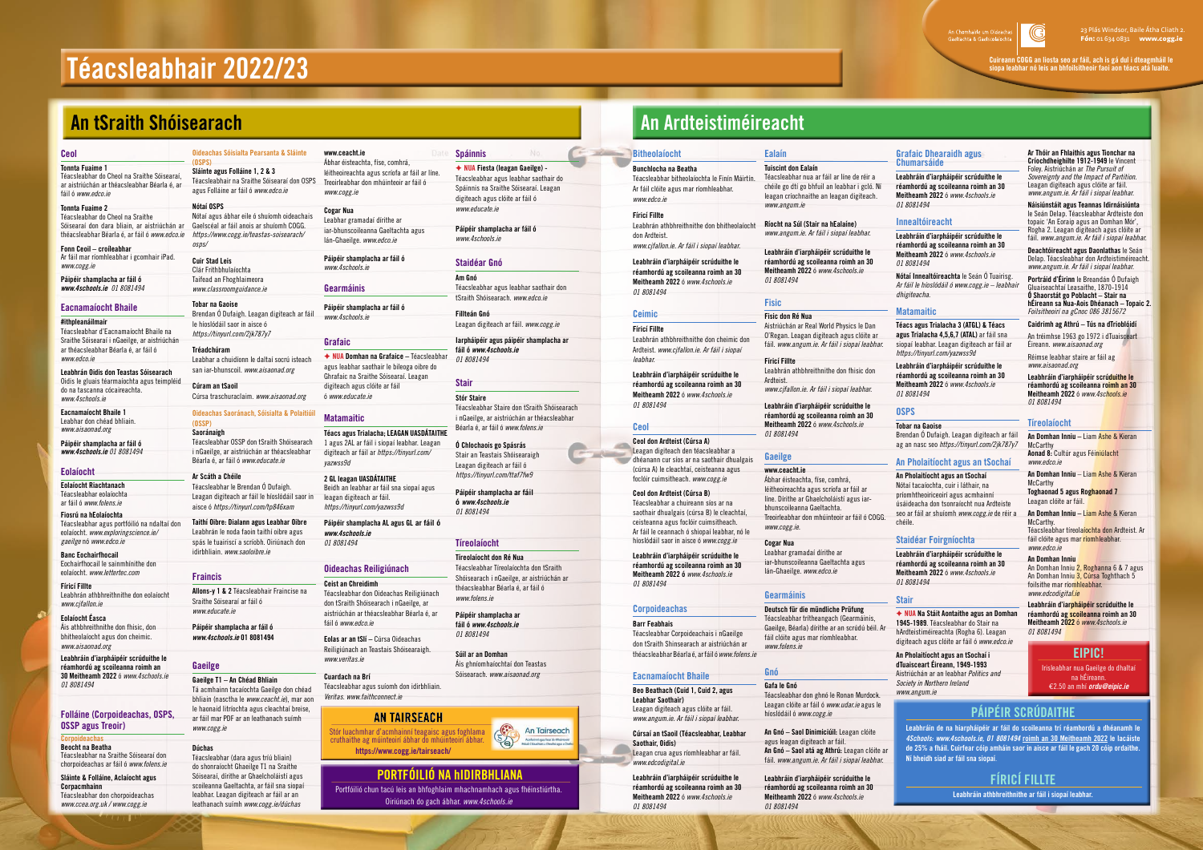# Téacsleabhair 2022/23

An Chomhairle um Oideachas Gaeltachta & Gaelscolaíochta

23 Plás Windsor, Baile Átha Cliath 2.
**Fón:** 01 634 0831 **www.cogg.ie**

**Cuireann COGG an liosta seo ar fáil, ach is gá dul i dteagmháil le siopa leabhar nó leis an bhfoilsitheoir faoi aon téacs atá luaite.**

## An tSraith Shóisearach

### Ceol

**Tonnta Fuaime 1**
Téacsleabhar do Cheol na Sraithe Sóisearaí, ar aistriúchán ar théacsleabhar Béarla é, ar fáil ó *www.edco.ie*

**Tonnta Fuaime 2**
Téacsleabhar do Cheol na Sraithe Sóisearaí don dara bliain, ar aistriúchán ar théacsleabhar Béarla é, ar fáil ó *www.edco.ie*

**Fonn Ceoil – croileabhar**
Ar fáil mar ríomhleabhar i gcomhair iPad. *www.cogg.ie*

**Páipéir shamplacha ar fáil ó**
***www.4schools.ie*** *01 8081494*

### Eacnamaíocht Bhaile

**#ithpleanáilmair**
Téacsleabhar d'Eacnamaíocht Bhaile na Sraithe Sóisearaí i nGaeilge, ar aistriúchán ar théacsleabhar Béarla é, ar fáil ó *www.edco.ie*

**Leabhrán Oidis don Teastas Sóisearach**
Oidis le pluais téarmaíochta agus teimpléid do na tascanna cócaireachta. *www.4schools.ie*

**Eacnamaíocht Bhaile 1**
Leabhar don chéad bhliain. *www.aisanoad.org*

**Páipéir shamplacha ar fáil ó**
***www.4schools.ie*** *01 8081494*

### Eolaíocht

**Eolaíocht Riachtanach**
Téacsleabhar eolaíochta ar fáil ó *www.folens.ie*

**Fiosrú na hEolaíochta**
Téacsleabhar agus portfóilió na ndaltaí don eolaíocht. *www.exploringscience.ie/gaeilge* nó *www.edco.ie*

**Banc Eochairfhocail**
Eochairfhocail le sainmhínithe don eolaíocht. *www.lettertec.com*

**Fíricí Fillte**
Leabhrán athbhreithnithe don eolaíocht *www.cjfallon.ie*

**Eolaíocht Éasca**
Áis athbhreithnithe don fhisic, don bhitheolaíocht agus don cheimic. *www.aisanoad.org*

**Leabhráin d'iarpháipéir scrúduithe le réamhordú ag scoileanna roimh an 30 Meitheamh 2022** ó *www.4schools.ie 01 8081494*

### Folláine (Corpoideachas, OSPS, OSSP agus Treoir)

**Corpoideachas**

**Beocht na Beatha**
Téacsleabhar na Sraithe Sóisearaí don chorpoideachas ar fáil ó *www.folens.ie*

**Sláinte & Folláine, Aclaíocht agus Corpacmhainn**
Téacsleabhar don chorpoideachas *www.ccea.org.uk / www.cogg.ie*

**Oideachas Sóisialta Pearsanta & Sláinte (OSPS)**

**Sláinte agus Folláine 1, 2 & 3**
Téacsleabhair na Sraithe Sóisearaí don OSPS agus Folláine ar fáil ó *www.edco.ie*

**Nótaí OSPS**
Nótaí agus ábhar eile ó shuíomh oideachais Gaelscéal ar fáil anois ar shuíomh COGG. *https://www.cogg.ie/teastas-soisearach/osps/*

**Cuir Stad Leis**
Clár Frithbhulaíochta
Taifead an Fhoghlaimeora
*www.classroomguidance.ie*

**Tobar na Gaoise**
Brendan Ó Dufaigh. Leagan digiteach ar fáil le híoslódáil saor in aisce ó *https://tinyurl.com/2jk787y7*

**Tréadchúram**
Leabhar a chuidíonn le daltaí socrú isteach san iar-bhunscoil. *www.aisanoad.org*

**Cúram an tSaoil**
Cúrsa traschuraclaim. *www.aisanoad.org*

**Oideachas Saoránach, Sóisialta & Polaitiúil (OSSP)**

**Saoránaigh**
Téacsleabhar OSSP don tSraith Shóisearach i nGaeilge, ar aistriúchán ar théacsleabhar Béarla é, ar fáil ó *www.educate.ie*

**Ar Scáth a Chéile**
Téacsleabhar le Brendan Ó Dufaigh. Leagan digiteach ar fáil le híoslódáil saor in aisce ó *https://tinyurl.com/tp846xam*

**Taithí Oibre: Dialann agus Leabhar Oibre**
Leabhrán le noda faoin taithí oibre agus spás le tuairiscí a scríobh. Oiriúnach don idirbhliain. *www.saoloibre.ie*

### Fraincis

**Allons-y 1 & 2** Téacsleabhair Fraincise na Sraithe Sóisearaí ar fáil ó *www.educate.ie*

**Páipéir shamplacha ar fáil ó**
***www.4schools.ie*** **01 8081494**

### Gaeilge

**Gaeilge T1 – An Chéad Bhliain**
Tá acmhainn tacaíochta Gaeilge don chéad bhliain (nasctha le *www.ceacht.ie*), mar aon le haonaid litríochta agus cleachtaí breise, ar fáil mar PDF ar an leathanach suímh *www.cogg.ie*

**Dúchas**
Téacsleabhar (dara agus tríú bliain) do shonraíocht Ghaeilge T1 na Sraithe Sóisearaí, dírithe ar Ghaelcholáistí agus scoileanna Gaeltachta, ar fáil sna siopaí leabhar. Leagan digiteach ar fáil ar an leathanach suímh *www.cogg.ie/dúchas*

**www.ceacht.ie**
Ábhar éisteachta, físe, comhrá, léitheoireachta agus scríofa ar fáil ar líne. Treoirleabhar don mhúinteoir ar fáil ó *www.cogg.ie*

**Cogar Nua**
Leabhar gramadaí dírithe ar iar-bhunscoileanna Gaeltachta agus lán-Ghaeilge. *www.edco.ie*

**Páipéir shamplacha ar fáil ó**
*www.4schools.ie*

### Gearmáinis

**Páipéir shamplacha ar fáil ó**
*www.4schools.ie*

### Grafaic

✦ **NUA Domhan na Grafaice** – Téacsleabhar agus leabhar saothair le bileoga oibre do Ghrafaic na Sraithe Sóisearaí. Leagan digiteach agus clóite ar fáil ó *www.educate.ie*

### Matamaitic

**Téacs agus Trialacha; LEAGAN UASDÁTAITHE**
1 agus 2AL ar fáil i siopaí leabhar. Leagan digiteach ar fáil ar *https://tinyurl.com/yazwss9d*

**2 GL leagan UASDÁTAITHE**
Beidh an leabhar ar fáil sna siopaí agus leagan digiteach ar fáil.
*https://tinyurl.com/yazwss9d*

**Páipéir shamplacha AL agus GL ar fáil ó *www.4schools.ie***
*01 8081494*

### Oideachas Reiligiúnach

**Ceist an Chreidimh**
Téacsleabhar don Oideachas Reiligiúnach don tSraith Shóisearach i nGaeilge, ar aistriúchán ar théacsleabhar Béarla é, ar fáil ó *www.edco.ie*

**Eolas ar an tSlí** – Cúrsa Oideachas Reiligiúnach an Teastais Shóisearaigh. *www.veritas.ie*

**Cuardach na Brí**
Téacsleabhar agus suíomh don idirbhliain. *Veritas. www.faithconnect.ie*

### Spáinnis

✦ **NUA Fiesta (leagan Gaeilge)** - Téacsleabhar agus leabhar saothair do Spáinnis na Sraithe Sóisearaí. Leagan digiteach agus clóite ar fáil ó *www.educate.ie*

**Páipéir shamplacha ar fáil ó**
*www.4schools.ie*

### Staidéar Gnó

**Am Gnó**
Téacsleabhar agus leabhar saothair don tSraith Shóisearach. *www.edco.ie*

**Fillteán Gnó**
Leagan digiteach ar fáil. *www.cogg.ie*

**Iarpháipéir agus páipéir shamplacha ar fáil ó *www.4schools.ie***
*01 8081494*

### Stair

**Stór Staire**
Téacsleabhar Staire don tSraith Shóisearach i nGaeilge, ar aistriúchán ar théacsleabhar Béarla é, ar fáil ó *www.folens.ie*

**Ó Chlochaois go Spásrás**
Stair an Teastais Shóisearaigh
Leagan digiteach ar fáil ó
*https://tinyurl.com/ttaf7fw9*

**Páipéir shamplacha ar fáil ó *www.4schools.ie***
*01 8081494*

### Tíreolaíocht

**Tíreolaíocht don Ré Nua**
Téacsleabhar Tíreolaíochta don tSraith Shóisearach i nGaeilge, ar aistriúchán ar théacsleabhar Béarla é, ar fáil ó *www.folens.ie*

**Páipéir shamplacha ar fáil ó *www.4schools.ie***
*01 8081494*

**Súil ar an Domhan**
Áis ghníomhaíochtaí don Teastas Sóisearach. *www.aisanoad.org*

### AN TAIRSEACH

Stór luachmhar d'acmhainní teagaisc agus foghlama cruthaithe ag múinteoirí ábhar do mhúinteoirí ábhar.
**https://www.cogg.ie/tairseach/**

### PORTFÓILIÓ NA hIDIRBHLIANA

Portfóilió chun tacú leis an bhfoghlaim mhachnamhach agus fhéinstiúrtha. Oiriúnach do gach ábhar. *www.4schools.ie*

## An Ardteistiméireacht

### Bitheolaíocht

**Bunchlocha na Beatha**
Téacsleabhar bitheolaíochta le Fínín Máirtín. Ar fáil clóite agus mar ríomhleabhar. *www.edco.ie*

**Fíricí Fillte**
Leabhrán athbhreithnithe don bhitheolaíocht don Ardteist.
*www.cjfallon.ie. Ar fáil i siopaí leabhar.*

**Leabhráin d'iarpháipéir scrúduithe le réamhordú ag scoileanna roimh an 30 Meitheamh 2022** ó *www.4schools.ie 01 8081494*

### Ceimic

**Fíricí Fillte**
Leabhrán athbhreithnithe don cheimic don Ardteist. *www.cjfallon.ie. Ar fáil i siopaí leabhar.*

**Leabhráin d'iarpháipéir scrúduithe le réamhordú ag scoileanna roimh an 30 Meitheamh 2022** ó *www.4schools.ie 01 8081494*

### Ceol

**Ceol don Ardteist (Cúrsa A)**
Leagan digiteach den téacsleabhar a dhéanann cur síos ar na saothair dhualgais (cúrsa A) le cleachtaí, ceisteanna agus foclóir cuimsitheach. *www.cogg.ie*

**Ceol don Ardteist (Cúrsa B)**
Téacsleabhar a chuireann síos ar na saothair dhualgais (cúrsa B) le cleachtaí, ceisteanna agus foclóir cuimsitheach. Ar fáil le ceannach ó shiopaí leabhar, nó le híoslódáil saor in aisce ó *www.cogg.ie*

**Leabhráin d'iarpháipéir scrúduithe le réamhordú ag scoileanna roimh an 30 Meitheamh 2022** ó *www.4schools.ie 01 8081494*

### Corpoideachas

**Barr Feabhais**
Téacsleabhar Corpoideachais i nGaeilge don tSraith Shinsearach ar aistriúchán ar théacsleabhar Béarla é, ar fáil ó *www.folens.ie*

### Eacnamaíocht Bhaile

**Beo Beathach (Cuid 1, Cuid 2, agus Leabhar Saothair)**
Leagan digiteach agus clóite ar fáil. *www.angum.ie. Ar fáil i siopaí leabhar.*

**Cúrsaí an tSaoil (Téacsleabhar, Leabhar Saothair, Oidis)**
Leagan crua agus ríomhleabhar ar fáil. *www.edcodigital.ie*

**Leabhráin d'iarpháipéir scrúduithe le réamhordú ag scoileanna roimh an 30 Meitheamh 2022** ó *www.4schools.ie 01 8081494*

### Ealaín

**Tuiscint don Ealaín**
Téacsleabhar nua ar fáil ar líne de réir a chéile go dtí go bhfuil an leabhar i gcló. Ní leagan críochnaithe an leagan digiteach. *www.angum.ie*

**Ríocht na Súl (Stair na hEalaíne)**
*www.angum.ie. Ar fáil i siopaí leabhar.*

**Leabhráin d'iarpháipéir scrúduithe le réamhordú ag scoileanna roimh an 30 Meitheamh 2022** ó *www.4schools.ie 01 8081494*

### Fisic

**Fisic don Ré Nua**
Aistriúchán ar Real World Physics le Dan O'Regan. Leagan digiteach agus clóite ar fáil. *www.angum.ie. Ar fáil i siopaí leabhar.*

**Fíricí Fillte**
Leabhrán athbhreithnithe don fhisic don Ardteist.
*www.cjfallon.ie. Ar fáil i siopaí leabhar.*

**Leabhráin d'iarpháipéir scrúduithe le réamhordú ag scoileanna roimh an 30 Meitheamh 2022** ó *www.4schools.ie 01 8081494*

### Gaeilge

**www.ceacht.ie**
Ábhar éisteachta, físe, comhrá, léitheoireachta agus scríofa ar fáil ar líne. Dírithe ar Ghaelcholáistí agus iar-bhunscoileanna Gaeltachta. Treoirleabhar don mhúinteoir ar fáil ó COGG. *www.cogg.ie.*

**Cogar Nua**
Leabhar gramadaí dírithe ar iar-bhunscoileanna Gaeltachta agus lán-Ghaeilge. *www.edco.ie*

### Gearmáinis

**Deutsch für die mündliche Prüfung**
Téacsleabhar trítheangach (Gearmáinis, Gaeilge, Béarla) dírithe ar an scrúdú béil. Ar fáil clóite agus mar ríomhleabhar. *www.folens.ie*

### Gnó

**Gafa le Gnó**
Téacsleabhar don ghnó le Ronan Murdock. Leagan clóite ar fáil ó *www.udar.ie* agus le híoslódáil ó *www.cogg.ie*

**An Gnó – Saol Dinimiciúil:** Leagan clóite agus leagan digiteach ar fáil.
**An Gnó – Saol atá ag Athrú:** Leagan clóite ar fáil. *www.angum.ie. Ar fáil i siopaí leabhar.*

**Leabhráin d'iarpháipéir scrúduithe le réamhordú ag scoileanna roimh an 30 Meitheamh 2022** ó *www.4schools.ie 01 8081494*

### Grafaic Dhearaidh agus Chumarsáide

**Leabhráin d'iarpháipéir scrúduithe le réamhordú ag scoileanna roimh an 30 Meitheamh 2022** ó *www.4schools.ie 01 8081494*

### Innealtóireacht

**Leabhráin d'iarpháipéir scrúduithe le réamhordú ag scoileanna roimh an 30 Meitheamh 2022** ó *www.4schools.ie 01 8081494*

**Nótaí Innealtóireachta** le Seán Ó Tuairisg. *Ar fáil le híoslódáil ó www.cogg.ie – leabhair dhigiteacha.*

### Matamaitic

**Téacs agus Trialacha 4,5,6,7 (ATAL) ar fáil** sna siopaí leabhar. Leagan digiteach ar fáil ar *https://tinyurl.com/yazwss9d*

**Leabhráin d'iarpháipéir scrúduithe le réamhordú ag scoileanna roimh an 30 Meitheamh 2022** ó *www.4schools.ie 01 8081494*

### OSPS

**Tobar na Gaoise**
Brendan Ó Dufaigh. Leagan digiteach ar fáil ag an nasc seo *https://tinyurl.com/2jk787y7*

### An Pholaitíocht agus an tSochaí

**An Pholaitíocht agus an tSochaí**
Nótaí tacaíochta, cuir i láthair, na príomhtheoiceoirí agus acmhainní úsáideacha don tsonraíocht nua Ardteiste seo ar fáil ar shuíomh *www.cogg.ie* de réir a chéile.

### Staidéar Foirgníochta

**Leabhráin d'iarpháipéir scrúduithe le réamhordú ag scoileanna roimh an 30 Meitheamh 2022** ó *www.4schools.ie 01 8081494*

### Stair

✦ **NUA Na Stáit Aontaithe agus an Domhan 1945-1989.** Téacsleabhar do Stair na hArdteistiméireachta (Rogha 6). Leagan digiteach agus clóite ar fáil ó *www.edco.ie*

**An Pholaitíocht agus an tSochaí i dTuaisceart Éireann, 1949-1993**
Aistriúchán ar an leabhar *Politics and Society in Northern Ireland www.angum.ie*

**Ar Thóir an Fhlaithis agus Tionchar na Críochdheighilte 1912-1949** le Vincent Foley. Aistriúchán ar *The Pursuit of Sovereignty and the Impact of Partition.* Leagan digiteach agus clóite ar fáil. *www.angum.ie. Ar fáil i siopaí leabhar.*

**Náisiúnstáit agus Teannas Idirnáisiúnta** le Seán Delap. Téacsleabhar Ardteiste don topaic 'An Eoraip agus an Domhan Mór', Rogha 2. Leagan digiteach agus clóite ar fáil. *www.angum.ie. Ar fáil i siopaí leabhar.*

**Deachtóireacht agus Daonlathas** le Seán Delap. Téacsleabhar don Ardteistiméireacht. *www.angum.ie. Ar fáil i siopaí leabhar.*

**Portráid d'Éirinn** le Breandán Ó Dufaigh
Gluaiseachtaí Leasaithe, 1870-1914
**Ó Shaorstát go Poblacht – Stair na hÉireann sa Nua-Aois Dhéanach – Topaic 2.** *Foilsitheoirí na gCnoc 086 3815672*

**Caidrimh ag Athrú – Tús na dTrioblóidí**
An tréimhse 1963 go 1972 i dTuaisceart Éireann. *www.aisaonad.org*

Réimse leabhar staire ar fáil ag *www.aisaonad.org*

**Leabhráin d'iarpháipéir scrúduithe le réamhordú ag scoileanna roimh an 30 Meitheamh 2022** ó *www.4schools.ie 01 8081494*

### Tíreolaíocht

**An Domhan Inniu** – Liam Ashe & Kieran McCarthy
**Aonad 8:** Cultúr agus Féiniúlacht *www.edco.ie*

**An Domhan Inniu** – Liam Ashe & Kieran McCarthy
**Toghanaod 5 agus Roghanaod 7**
Leagan clóite ar fáil.

**An Domhan Inniu** – Liam Ashe & Kieran McCarthy.
Téacsleabhar tíreolaíochta don Ardteist. Ar fáil clóite agus mar ríomhleabhar. *www.edco.ie*

**An Domhan Inniu**
An Domhan Inniu 2, Roghanna 6 & 7 agus An Domhan Inniu 3, Cúrsa Toghthach 5 foilsithe mar ríomhleabhar. *www.edcodigital.ie*

**Leabhráin d'iarpháipéir scrúduithe le réamhordú ag scoileanna roimh an 30 Meitheamh 2022** ó *www.4schools.ie 01 8081494*

### EIPIC!

Irisleabhar nua Gaeilge do dhaltaí na hÉireann.
€2.50 an mhí ***ordu@eipic.ie***

### PÁIPÉIR SCRÚDAITHE

**Leabhráin de na hiarpháipéir ar fáil do scoileanna trí réamhordú a dhéanamh le 4Schools: www.4schools.ie, 01 8081494 roimh an 30 Meitheamh 2022 le lacáiste de 25% a fháil. Cuirfear cóip amháin saor in aisce ar fáil le gach 20 cóip ordaithe. Ní bheidh siad ar fáil sna siopaí.**

### FÍRICÍ FILLTE

**Leabhráin athbhreithnithe ar fáil i siopaí leabhar.**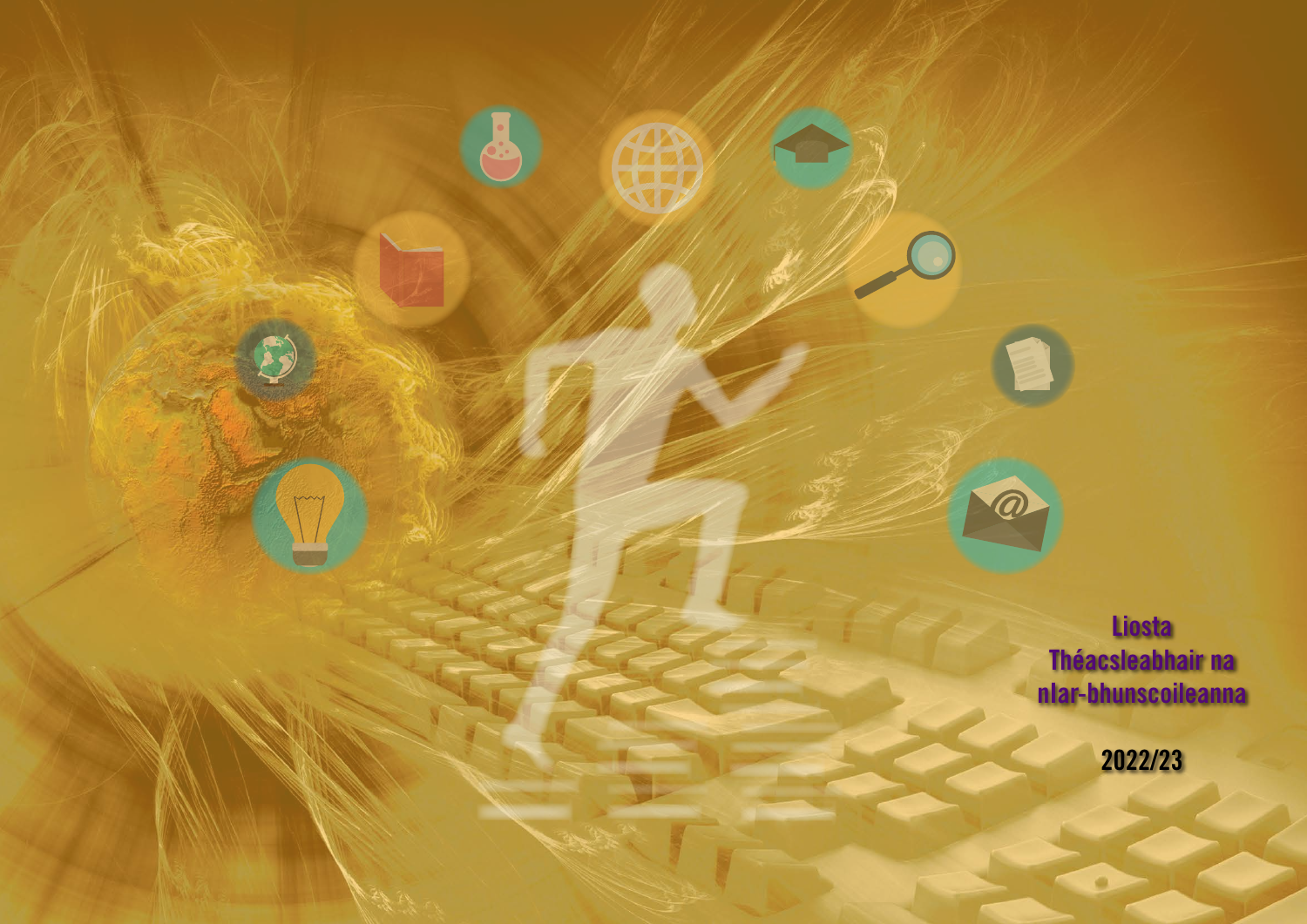Liosta
Théacsleabhair na
nIar-bhunscoileanna

2022/23